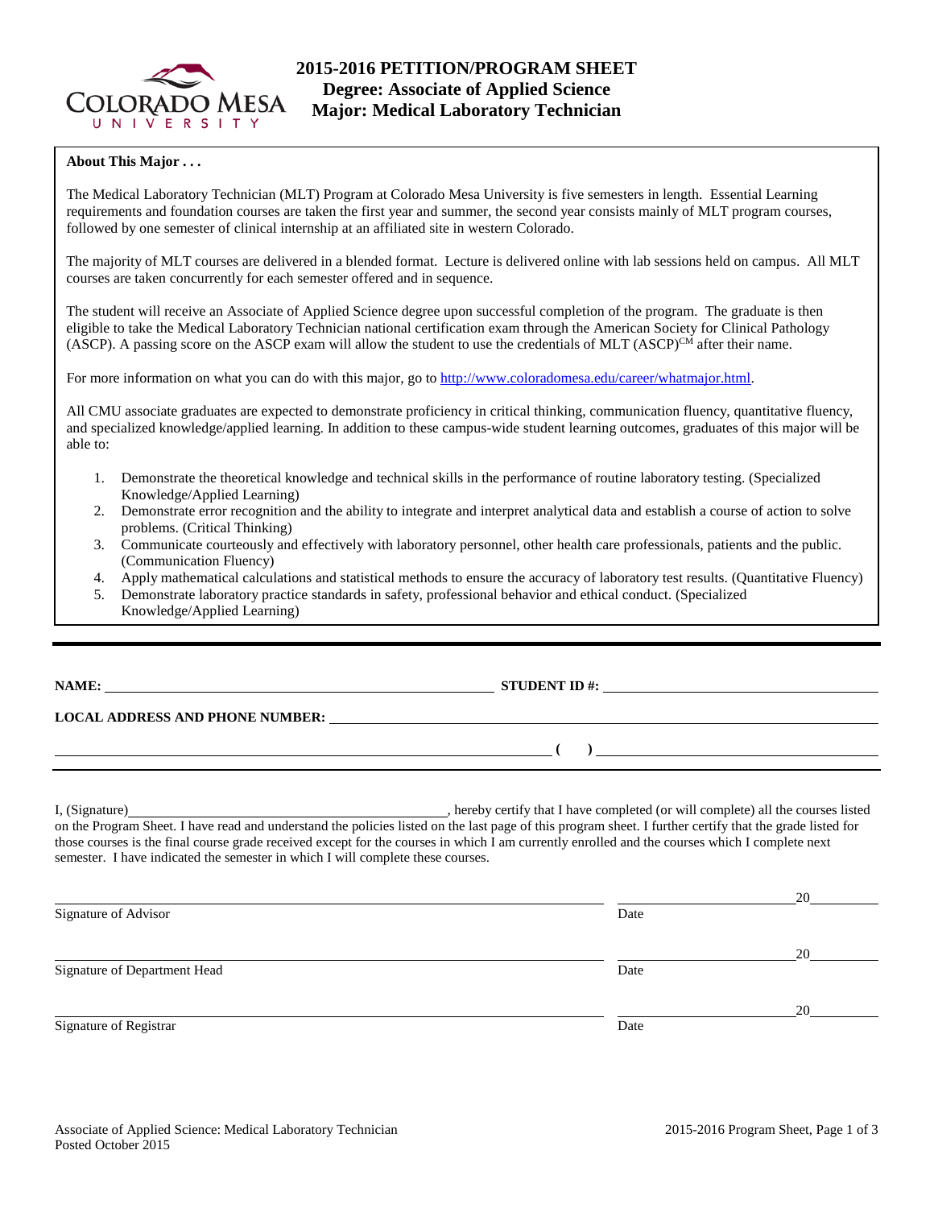# 2015-2016 PETITION/PROGRAM SHEET
## Degree: Associate of Applied Science
## Major: Medical Laboratory Technician

**About This Major . . .**

The Medical Laboratory Technician (MLT) Program at Colorado Mesa University is five semesters in length. Essential Learning requirements and foundation courses are taken the first year and summer, the second year consists mainly of MLT program courses, followed by one semester of clinical internship at an affiliated site in western Colorado.

The majority of MLT courses are delivered in a blended format. Lecture is delivered online with lab sessions held on campus. All MLT courses are taken concurrently for each semester offered and in sequence.

The student will receive an Associate of Applied Science degree upon successful completion of the program. The graduate is then eligible to take the Medical Laboratory Technician national certification exam through the American Society for Clinical Pathology (ASCP). A passing score on the ASCP exam will allow the student to use the credentials of MLT (ASCP)[CM] after their name.

For more information on what you can do with this major, go to http://www.coloradomesa.edu/career/whatmajor.html.

All CMU associate graduates are expected to demonstrate proficiency in critical thinking, communication fluency, quantitative fluency, and specialized knowledge/applied learning. In addition to these campus-wide student learning outcomes, graduates of this major will be able to:

1. Demonstrate the theoretical knowledge and technical skills in the performance of routine laboratory testing. (Specialized Knowledge/Applied Learning)
2. Demonstrate error recognition and the ability to integrate and interpret analytical data and establish a course of action to solve problems. (Critical Thinking)
3. Communicate courteously and effectively with laboratory personnel, other health care professionals, patients and the public. (Communication Fluency)
4. Apply mathematical calculations and statistical methods to ensure the accuracy of laboratory test results. (Quantitative Fluency)
5. Demonstrate laboratory practice standards in safety, professional behavior and ethical conduct. (Specialized Knowledge/Applied Learning)

---

**NAME:** ______________________________ **STUDENT ID #:** ______________________________

**LOCAL ADDRESS AND PHONE NUMBER:** ______________________________

______________________________ **( )** ______________________________

I, (Signature)______________________________, hereby certify that I have completed (or will complete) all the courses listed on the Program Sheet. I have read and understand the policies listed on the last page of this program sheet. I further certify that the grade listed for those courses is the final course grade received except for the courses in which I am currently enrolled and the courses which I complete next semester. I have indicated the semester in which I will complete these courses.

______________________________ ______________20______
Signature of Advisor Date

______________________________ ______________20______
Signature of Department Head Date

______________________________ ______________20______
Signature of Registrar Date

Associate of Applied Science: Medical Laboratory Technician
Posted October 2015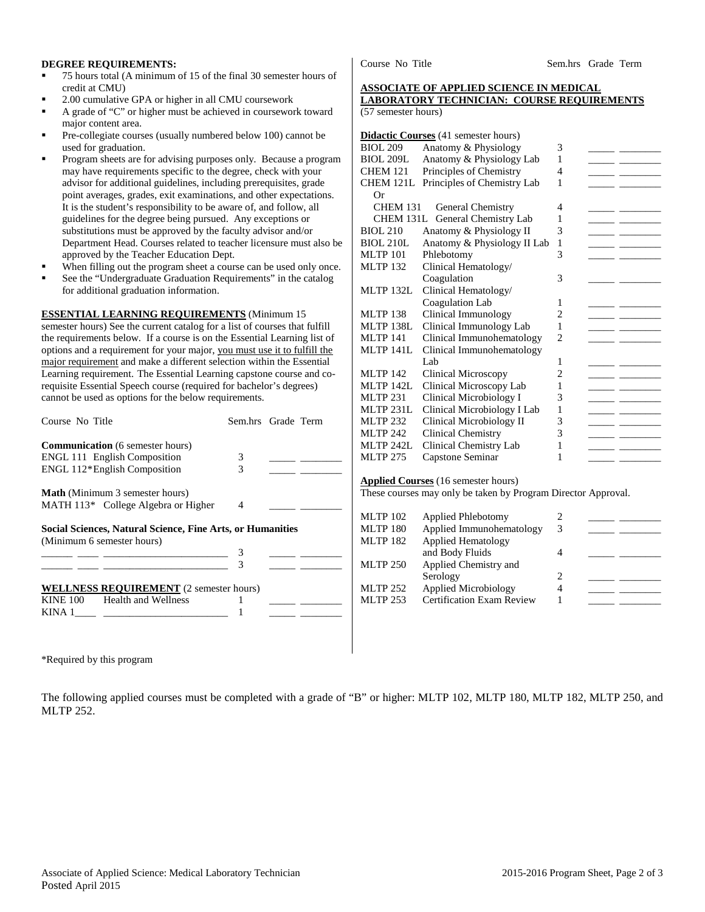**DEGREE REQUIREMENTS:**

- 75 hours total (A minimum of 15 of the final 30 semester hours of credit at CMU)
- 2.00 cumulative GPA or higher in all CMU coursework
- A grade of "C" or higher must be achieved in coursework toward major content area.
- Pre-collegiate courses (usually numbered below 100) cannot be used for graduation.
- Program sheets are for advising purposes only. Because a program may have requirements specific to the degree, check with your advisor for additional guidelines, including prerequisites, grade point averages, grades, exit examinations, and other expectations. It is the student's responsibility to be aware of, and follow, all guidelines for the degree being pursued. Any exceptions or substitutions must be approved by the faculty advisor and/or Department Head. Courses related to teacher licensure must also be approved by the Teacher Education Dept.
- When filling out the program sheet a course can be used only once.
- See the "Undergraduate Graduation Requirements" in the catalog for additional graduation information.

**ESSENTIAL LEARNING REQUIREMENTS** (Minimum 15 semester hours) See the current catalog for a list of courses that fulfill the requirements below. If a course is on the Essential Learning list of options and a requirement for your major, you must use it to fulfill the major requirement and make a different selection within the Essential Learning requirement. The Essential Learning capstone course and co-requisite Essential Speech course (required for bachelor's degrees) cannot be used as options for the below requirements.

| Course No Title | Sem.hrs | Grade | Term |
|---|---|---|---|
| **Communication** (6 semester hours) | | | |
| ENGL 111 English Composition | 3 | _____ | ________ |
| ENGL 112* English Composition | 3 | _____ | ________ |
| **Math** (Minimum 3 semester hours) | | | |
| MATH 113* College Algebra or Higher | 4 | _____ | ________ |
| **Social Sciences, Natural Science, Fine Arts, or Humanities** (Minimum 6 semester hours) | | | |
| ______ ____ ________________________ | 3 | _____ | ________ |
| ______ ____ ________________________ | 3 | _____ | ________ |
| **WELLNESS REQUIREMENT** (2 semester hours) | | | |
| KINE 100 Health and Wellness | 1 | _____ | ________ |
| KINA 1____ ________________________ | 1 | _____ | ________ |

\*Required by this program

**ASSOCIATE OF APPLIED SCIENCE IN MEDICAL LABORATORY TECHNICIAN: COURSE REQUIREMENTS**
(57 semester hours)

| Course No | Title | Sem.hrs | Grade | Term |
|---|---|---|---|---|
| **Didactic Courses** (41 semester hours) | | | | |
| BIOL 209 | Anatomy & Physiology | 3 | _____ | ________ |
| BIOL 209L | Anatomy & Physiology Lab | 1 | _____ | ________ |
| CHEM 121 | Principles of Chemistry | 4 | _____ | ________ |
| CHEM 121L | Principles of Chemistry Lab | 1 | _____ | ________ |
| Or | | | | |
| CHEM 131 | General Chemistry | 4 | _____ | ________ |
| CHEM 131L | General Chemistry Lab | 1 | _____ | ________ |
| BIOL 210 | Anatomy & Physiology II | 3 | _____ | ________ |
| BIOL 210L | Anatomy & Physiology II Lab | 1 | _____ | ________ |
| MLTP 101 | Phlebotomy | 3 | _____ | ________ |
| MLTP 132 | Clinical Hematology/ Coagulation | 3 | _____ | ________ |
| MLTP 132L | Clinical Hematology/ Coagulation Lab | 1 | _____ | ________ |
| MLTP 138 | Clinical Immunology | 2 | _____ | ________ |
| MLTP 138L | Clinical Immunology Lab | 1 | _____ | ________ |
| MLTP 141 | Clinical Immunohematology | 2 | _____ | ________ |
| MLTP 141L | Clinical Immunohematology Lab | 1 | _____ | ________ |
| MLTP 142 | Clinical Microscopy | 2 | _____ | ________ |
| MLTP 142L | Clinical Microscopy Lab | 1 | _____ | ________ |
| MLTP 231 | Clinical Microbiology I | 3 | _____ | ________ |
| MLTP 231L | Clinical Microbiology I Lab | 1 | _____ | ________ |
| MLTP 232 | Clinical Microbiology II | 3 | _____ | ________ |
| MLTP 242 | Clinical Chemistry | 3 | _____ | ________ |
| MLTP 242L | Clinical Chemistry Lab | 1 | _____ | ________ |
| MLTP 275 | Capstone Seminar | 1 | _____ | ________ |

**Applied Courses** (16 semester hours)
These courses may only be taken by Program Director Approval.

| Course No | Title | Sem.hrs | Grade | Term |
|---|---|---|---|---|
| MLTP 102 | Applied Phlebotomy | 2 | _____ | ________ |
| MLTP 180 | Applied Immunohematology | 3 | _____ | ________ |
| MLTP 182 | Applied Hematology and Body Fluids | 4 | _____ | ________ |
| MLTP 250 | Applied Chemistry and Serology | 2 | _____ | ________ |
| MLTP 252 | Applied Microbiology | 4 | _____ | ________ |
| MLTP 253 | Certification Exam Review | 1 | _____ | ________ |

The following applied courses must be completed with a grade of "B" or higher: MLTP 102, MLTP 180, MLTP 182, MLTP 250, and MLTP 252.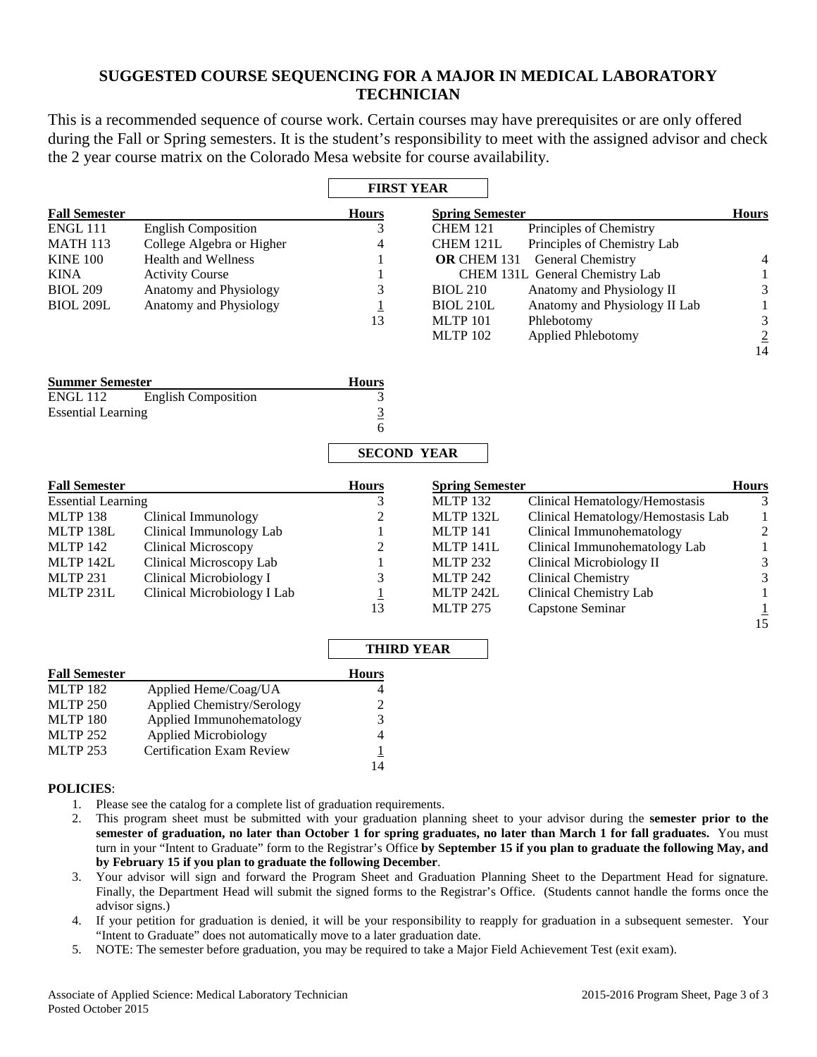## SUGGESTED COURSE SEQUENCING FOR A MAJOR IN MEDICAL LABORATORY TECHNICIAN

This is a recommended sequence of course work. Certain courses may have prerequisites or are only offered during the Fall or Spring semesters. It is the student's responsibility to meet with the assigned advisor and check the 2 year course matrix on the Colorado Mesa website for course availability.

### FIRST YEAR

| Fall Semester | | Hours |
|---|---|---|
| ENGL 111 | English Composition | 3 |
| MATH 113 | College Algebra or Higher | 4 |
| KINE 100 | Health and Wellness | 1 |
| KINA | Activity Course | 1 |
| BIOL 209 | Anatomy and Physiology | 3 |
| BIOL 209L | Anatomy and Physiology | 1 |
| | | 13 |

| Spring Semester | | Hours |
|---|---|---|
| CHEM 121 | Principles of Chemistry | |
| CHEM 121L | Principles of Chemistry Lab | |
| **OR** CHEM 131 | General Chemistry | 4 |
| CHEM 131L | General Chemistry Lab | 1 |
| BIOL 210 | Anatomy and Physiology II | 3 |
| BIOL 210L | Anatomy and Physiology II Lab | 1 |
| MLTP 101 | Phlebotomy | 3 |
| MLTP 102 | Applied Phlebotomy | 2 |
| | | 14 |

| Summer Semester | | Hours |
|---|---|---|
| ENGL 112 | English Composition | 3 |
| Essential Learning | | 3 |
| | | 6 |

### SECOND YEAR

| Fall Semester | | Hours |
|---|---|---|
| Essential Learning | | 3 |
| MLTP 138 | Clinical Immunology | 2 |
| MLTP 138L | Clinical Immunology Lab | 1 |
| MLTP 142 | Clinical Microscopy | 2 |
| MLTP 142L | Clinical Microscopy Lab | 1 |
| MLTP 231 | Clinical Microbiology I | 3 |
| MLTP 231L | Clinical Microbiology I Lab | 1 |
| | | 13 |

| Spring Semester | | Hours |
|---|---|---|
| MLTP 132 | Clinical Hematology/Hemostasis | 3 |
| MLTP 132L | Clinical Hematology/Hemostasis Lab | 1 |
| MLTP 141 | Clinical Immunohematology | 2 |
| MLTP 141L | Clinical Immunohematology Lab | 1 |
| MLTP 232 | Clinical Microbiology II | 3 |
| MLTP 242 | Clinical Chemistry | 3 |
| MLTP 242L | Clinical Chemistry Lab | 1 |
| MLTP 275 | Capstone Seminar | 1 |
| | | 15 |

### THIRD YEAR

| Fall Semester | | Hours |
|---|---|---|
| MLTP 182 | Applied Heme/Coag/UA | 4 |
| MLTP 250 | Applied Chemistry/Serology | 2 |
| MLTP 180 | Applied Immunohematology | 3 |
| MLTP 252 | Applied Microbiology | 4 |
| MLTP 253 | Certification Exam Review | 1 |
| | | 14 |

**POLICIES**:

1. Please see the catalog for a complete list of graduation requirements.
2. This program sheet must be submitted with your graduation planning sheet to your advisor during the **semester prior to the semester of graduation, no later than October 1 for spring graduates, no later than March 1 for fall graduates.** You must turn in your "Intent to Graduate" form to the Registrar's Office **by September 15 if you plan to graduate the following May, and by February 15 if you plan to graduate the following December**.
3. Your advisor will sign and forward the Program Sheet and Graduation Planning Sheet to the Department Head for signature. Finally, the Department Head will submit the signed forms to the Registrar's Office. (Students cannot handle the forms once the advisor signs.)
4. If your petition for graduation is denied, it will be your responsibility to reapply for graduation in a subsequent semester. Your "Intent to Graduate" does not automatically move to a later graduation date.
5. NOTE: The semester before graduation, you may be required to take a Major Field Achievement Test (exit exam).

Associate of Applied Science: Medical Laboratory Technician
Posted October 2015